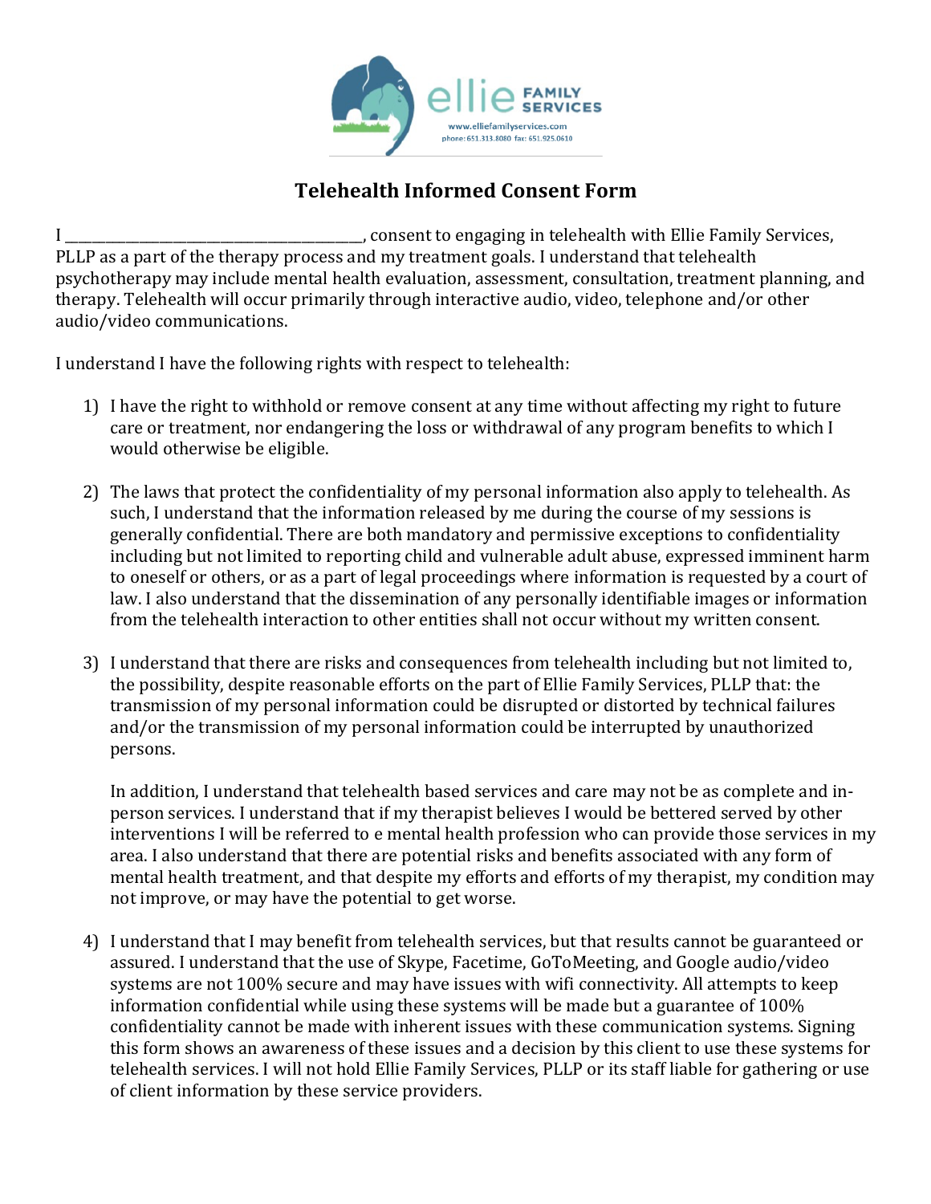ellie FAMILY SERVICES

www.elliefamilyservices.com
phone: 651.313.8080 fax: 651.925.0610

# Telehealth Informed Consent Form

I ________________________________________, consent to engaging in telehealth with Ellie Family Services, PLLP as a part of the therapy process and my treatment goals. I understand that telehealth psychotherapy may include mental health evaluation, assessment, consultation, treatment planning, and therapy. Telehealth will occur primarily through interactive audio, video, telephone and/or other audio/video communications.

I understand I have the following rights with respect to telehealth:

1) I have the right to withhold or remove consent at any time without affecting my right to future care or treatment, nor endangering the loss or withdrawal of any program benefits to which I would otherwise be eligible.

2) The laws that protect the confidentiality of my personal information also apply to telehealth. As such, I understand that the information released by me during the course of my sessions is generally confidential. There are both mandatory and permissive exceptions to confidentiality including but not limited to reporting child and vulnerable adult abuse, expressed imminent harm to oneself or others, or as a part of legal proceedings where information is requested by a court of law. I also understand that the dissemination of any personally identifiable images or information from the telehealth interaction to other entities shall not occur without my written consent.

3) I understand that there are risks and consequences from telehealth including but not limited to, the possibility, despite reasonable efforts on the part of Ellie Family Services, PLLP that: the transmission of my personal information could be disrupted or distorted by technical failures and/or the transmission of my personal information could be interrupted by unauthorized persons.

   In addition, I understand that telehealth based services and care may not be as complete and in-person services. I understand that if my therapist believes I would be bettered served by other interventions I will be referred to e mental health profession who can provide those services in my area. I also understand that there are potential risks and benefits associated with any form of mental health treatment, and that despite my efforts and efforts of my therapist, my condition may not improve, or may have the potential to get worse.

4) I understand that I may benefit from telehealth services, but that results cannot be guaranteed or assured. I understand that the use of Skype, Facetime, GoToMeeting, and Google audio/video systems are not 100% secure and may have issues with wifi connectivity. All attempts to keep information confidential while using these systems will be made but a guarantee of 100% confidentiality cannot be made with inherent issues with these communication systems. Signing this form shows an awareness of these issues and a decision by this client to use these systems for telehealth services. I will not hold Ellie Family Services, PLLP or its staff liable for gathering or use of client information by these service providers.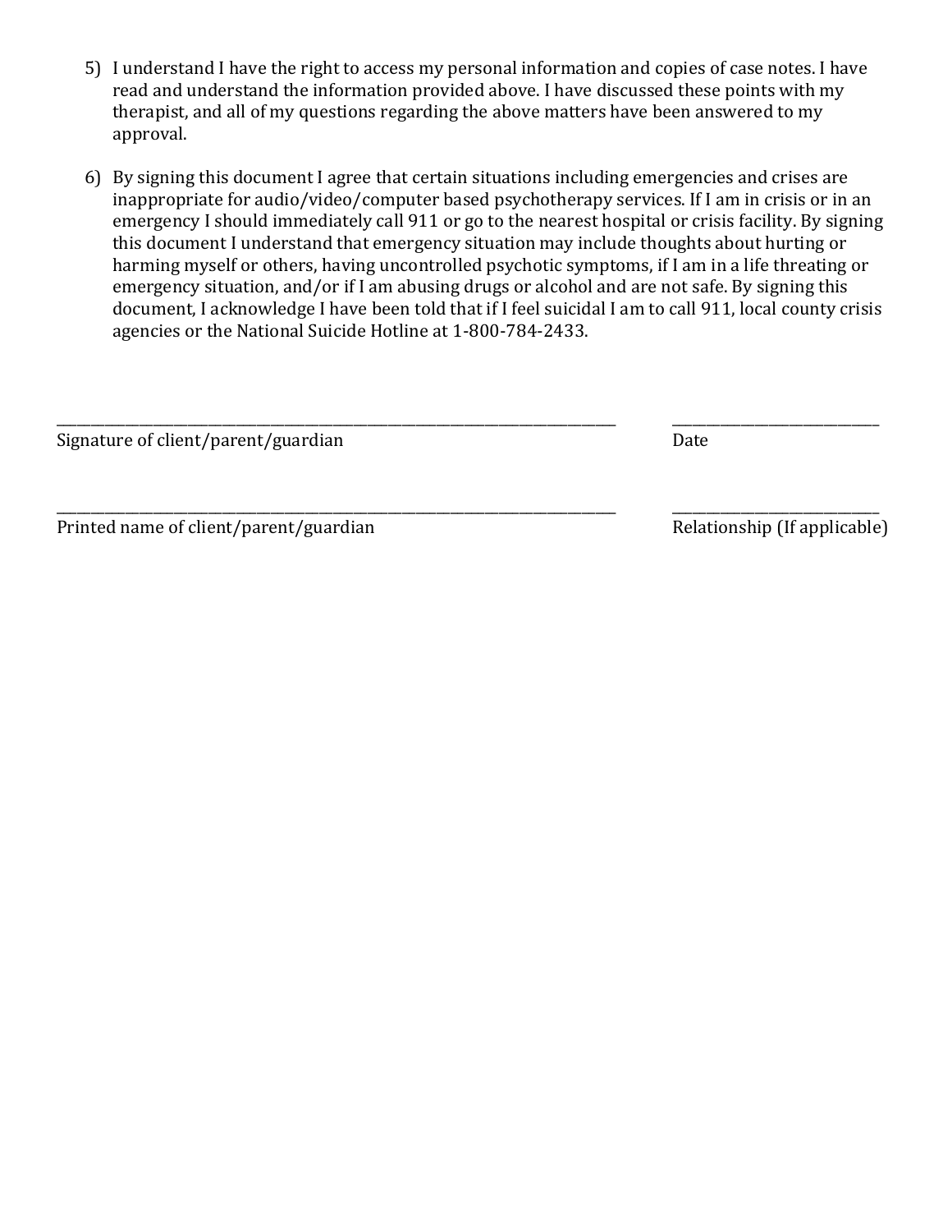5) I understand I have the right to access my personal information and copies of case notes. I have read and understand the information provided above. I have discussed these points with my therapist, and all of my questions regarding the above matters have been answered to my approval.

6) By signing this document I agree that certain situations including emergencies and crises are inappropriate for audio/video/computer based psychotherapy services. If I am in crisis or in an emergency I should immediately call 911 or go to the nearest hospital or crisis facility. By signing this document I understand that emergency situation may include thoughts about hurting or harming myself or others, having uncontrolled psychotic symptoms, if I am in a life threating or emergency situation, and/or if I am abusing drugs or alcohol and are not safe. By signing this document, I acknowledge I have been told that if I feel suicidal I am to call 911, local county crisis agencies or the National Suicide Hotline at 1-800-784-2433.

\_\_\_\_\_\_\_\_\_\_\_\_\_\_\_\_\_\_\_\_\_\_\_\_\_\_\_\_\_\_\_\_\_\_\_\_\_\_\_\_\_\_\_\_\_\_ \_\_\_\_\_\_\_\_\_\_\_\_\_\_\_\_\_\_\_\_

Signature of client/parent/guardian Date

\_\_\_\_\_\_\_\_\_\_\_\_\_\_\_\_\_\_\_\_\_\_\_\_\_\_\_\_\_\_\_\_\_\_\_\_\_\_\_\_\_\_\_\_\_\_ \_\_\_\_\_\_\_\_\_\_\_\_\_\_\_\_\_\_\_\_

Printed name of client/parent/guardian Relationship (If applicable)